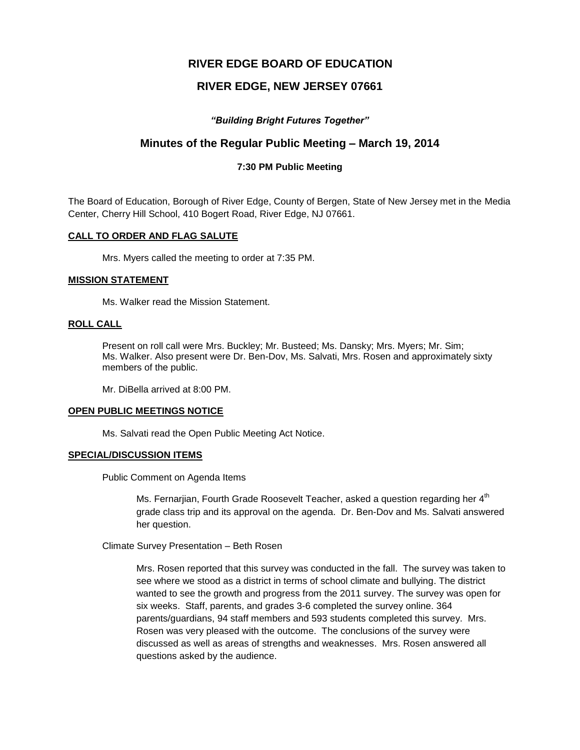# RIVER EDGE BOARD OF EDUCATION

# RIVER EDGE, NEW JERSEY 07661

***"Building Bright Futures Together"***

## Minutes of the Regular Public Meeting – March 19, 2014

### 7:30 PM Public Meeting

The Board of Education, Borough of River Edge, County of Bergen, State of New Jersey met in the Media Center, Cherry Hill School, 410 Bogert Road, River Edge, NJ 07661.

**CALL TO ORDER AND FLAG SALUTE**

Mrs. Myers called the meeting to order at 7:35 PM.

**MISSION STATEMENT**

Ms. Walker read the Mission Statement.

**ROLL CALL**

Present on roll call were Mrs. Buckley; Mr. Busteed; Ms. Dansky; Mrs. Myers; Mr. Sim; Ms. Walker. Also present were Dr. Ben-Dov, Ms. Salvati, Mrs. Rosen and approximately sixty members of the public.

Mr. DiBella arrived at 8:00 PM.

**OPEN PUBLIC MEETINGS NOTICE**

Ms. Salvati read the Open Public Meeting Act Notice.

**SPECIAL/DISCUSSION ITEMS**

Public Comment on Agenda Items

Ms. Fernarjian, Fourth Grade Roosevelt Teacher, asked a question regarding her 4th grade class trip and its approval on the agenda. Dr. Ben-Dov and Ms. Salvati answered her question.

Climate Survey Presentation – Beth Rosen

Mrs. Rosen reported that this survey was conducted in the fall. The survey was taken to see where we stood as a district in terms of school climate and bullying. The district wanted to see the growth and progress from the 2011 survey. The survey was open for six weeks. Staff, parents, and grades 3-6 completed the survey online. 364 parents/guardians, 94 staff members and 593 students completed this survey. Mrs. Rosen was very pleased with the outcome. The conclusions of the survey were discussed as well as areas of strengths and weaknesses. Mrs. Rosen answered all questions asked by the audience.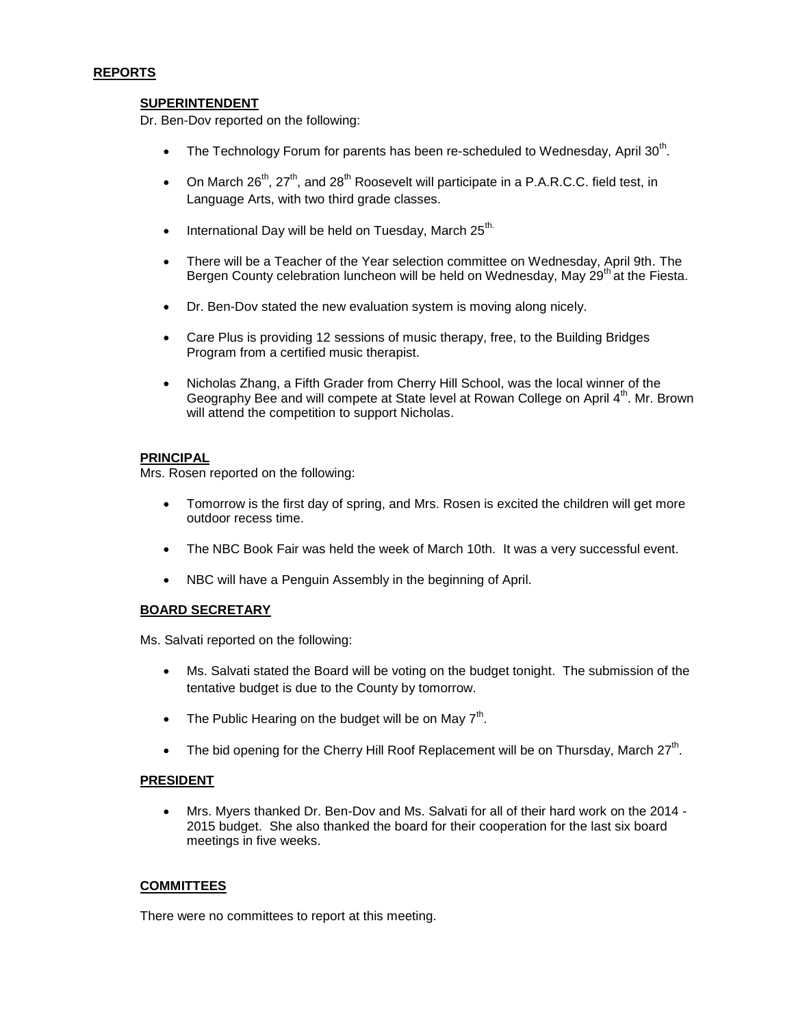## REPORTS

### SUPERINTENDENT

Dr. Ben-Dov reported on the following:

- The Technology Forum for parents has been re-scheduled to Wednesday, April 30th.
- On March 26th, 27th, and 28th Roosevelt will participate in a P.A.R.C.C. field test, in Language Arts, with two third grade classes.
- International Day will be held on Tuesday, March 25th.
- There will be a Teacher of the Year selection committee on Wednesday, April 9th. The Bergen County celebration luncheon will be held on Wednesday, May 29th at the Fiesta.
- Dr. Ben-Dov stated the new evaluation system is moving along nicely.
- Care Plus is providing 12 sessions of music therapy, free, to the Building Bridges Program from a certified music therapist.
- Nicholas Zhang, a Fifth Grader from Cherry Hill School, was the local winner of the Geography Bee and will compete at State level at Rowan College on April 4th. Mr. Brown will attend the competition to support Nicholas.

### PRINCIPAL

Mrs. Rosen reported on the following:

- Tomorrow is the first day of spring, and Mrs. Rosen is excited the children will get more outdoor recess time.
- The NBC Book Fair was held the week of March 10th. It was a very successful event.
- NBC will have a Penguin Assembly in the beginning of April.

### BOARD SECRETARY

Ms. Salvati reported on the following:

- Ms. Salvati stated the Board will be voting on the budget tonight. The submission of the tentative budget is due to the County by tomorrow.
- The Public Hearing on the budget will be on May 7th.
- The bid opening for the Cherry Hill Roof Replacement will be on Thursday, March 27th.

### PRESIDENT

- Mrs. Myers thanked Dr. Ben-Dov and Ms. Salvati for all of their hard work on the 2014 - 2015 budget. She also thanked the board for their cooperation for the last six board meetings in five weeks.

### COMMITTEES

There were no committees to report at this meeting.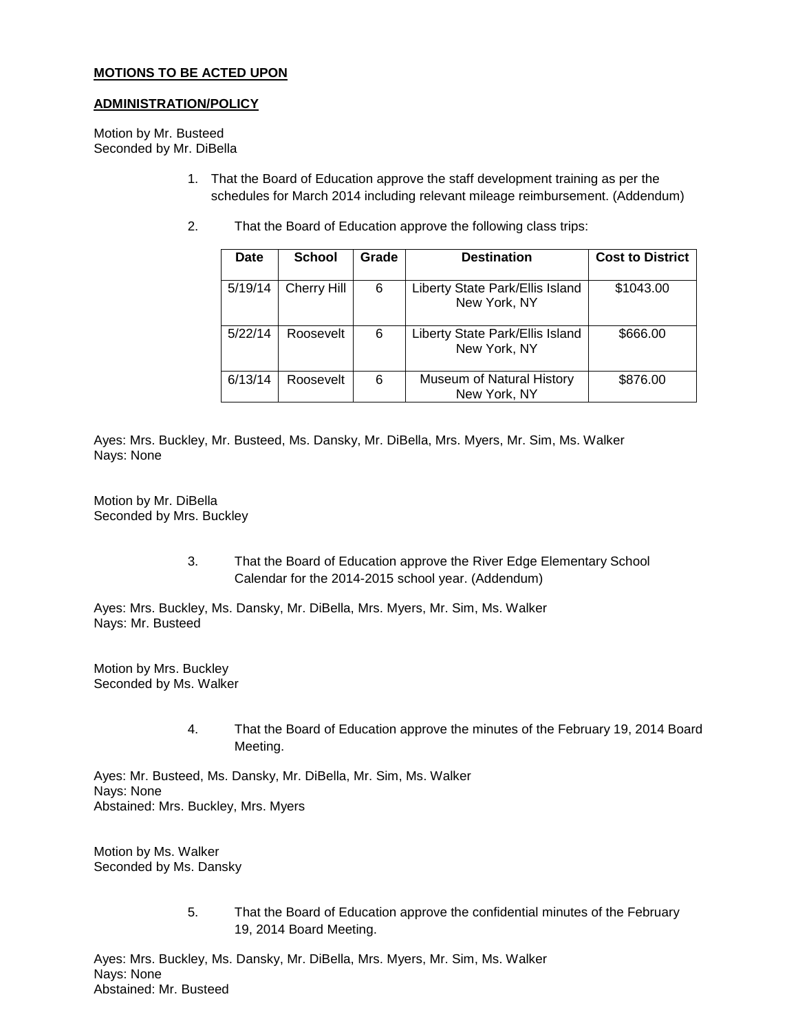**MOTIONS TO BE ACTED UPON**

**ADMINISTRATION/POLICY**

Motion by Mr. Busteed
Seconded by Mr. DiBella

1. That the Board of Education approve the staff development training as per the schedules for March 2014 including relevant mileage reimbursement. (Addendum)

2. That the Board of Education approve the following class trips:

| Date | School | Grade | Destination | Cost to District |
|---|---|---|---|---|
| 5/19/14 | Cherry Hill | 6 | Liberty State Park/Ellis Island New York, NY | $1043.00 |
| 5/22/14 | Roosevelt | 6 | Liberty State Park/Ellis Island New York, NY | $666.00 |
| 6/13/14 | Roosevelt | 6 | Museum of Natural History New York, NY | $876.00 |

Ayes: Mrs. Buckley, Mr. Busteed, Ms. Dansky, Mr. DiBella, Mrs. Myers, Mr. Sim, Ms. Walker
Nays: None

Motion by Mr. DiBella
Seconded by Mrs. Buckley

3. That the Board of Education approve the River Edge Elementary School Calendar for the 2014-2015 school year. (Addendum)

Ayes: Mrs. Buckley, Ms. Dansky, Mr. DiBella, Mrs. Myers, Mr. Sim, Ms. Walker
Nays: Mr. Busteed

Motion by Mrs. Buckley
Seconded by Ms. Walker

4. That the Board of Education approve the minutes of the February 19, 2014 Board Meeting.

Ayes: Mr. Busteed, Ms. Dansky, Mr. DiBella, Mr. Sim, Ms. Walker
Nays: None
Abstained: Mrs. Buckley, Mrs. Myers

Motion by Ms. Walker
Seconded by Ms. Dansky

5. That the Board of Education approve the confidential minutes of the February 19, 2014 Board Meeting.

Ayes: Mrs. Buckley, Ms. Dansky, Mr. DiBella, Mrs. Myers, Mr. Sim, Ms. Walker
Nays: None
Abstained: Mr. Busteed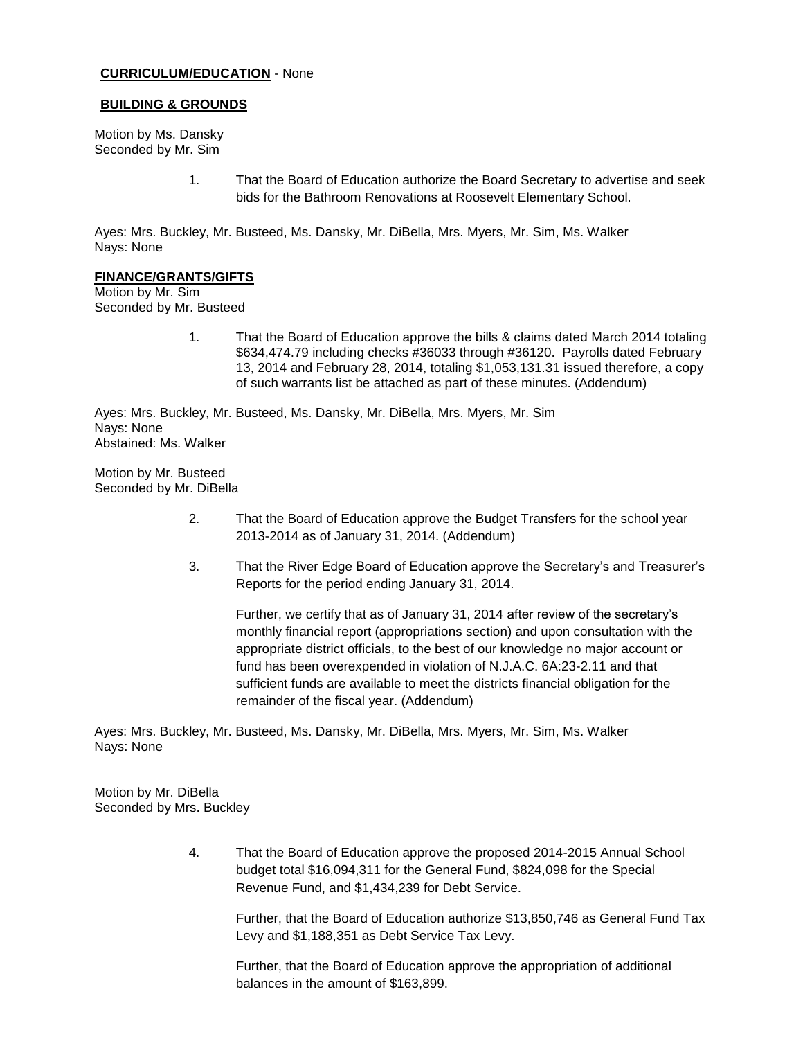**CURRICULUM/EDUCATION** - None

**BUILDING & GROUNDS**

Motion by Ms. Dansky
Seconded by Mr. Sim

1. That the Board of Education authorize the Board Secretary to advertise and seek bids for the Bathroom Renovations at Roosevelt Elementary School.

Ayes: Mrs. Buckley, Mr. Busteed, Ms. Dansky, Mr. DiBella, Mrs. Myers, Mr. Sim, Ms. Walker
Nays: None

**FINANCE/GRANTS/GIFTS**

Motion by Mr. Sim
Seconded by Mr. Busteed

1. That the Board of Education approve the bills & claims dated March 2014 totaling $634,474.79 including checks #36033 through #36120. Payrolls dated February 13, 2014 and February 28, 2014, totaling $1,053,131.31 issued therefore, a copy of such warrants list be attached as part of these minutes. (Addendum)

Ayes: Mrs. Buckley, Mr. Busteed, Ms. Dansky, Mr. DiBella, Mrs. Myers, Mr. Sim
Nays: None
Abstained: Ms. Walker

Motion by Mr. Busteed
Seconded by Mr. DiBella

2. That the Board of Education approve the Budget Transfers for the school year 2013-2014 as of January 31, 2014. (Addendum)

3. That the River Edge Board of Education approve the Secretary's and Treasurer's Reports for the period ending January 31, 2014.

   Further, we certify that as of January 31, 2014 after review of the secretary's monthly financial report (appropriations section) and upon consultation with the appropriate district officials, to the best of our knowledge no major account or fund has been overexpended in violation of N.J.A.C. 6A:23-2.11 and that sufficient funds are available to meet the districts financial obligation for the remainder of the fiscal year. (Addendum)

Ayes: Mrs. Buckley, Mr. Busteed, Ms. Dansky, Mr. DiBella, Mrs. Myers, Mr. Sim, Ms. Walker
Nays: None

Motion by Mr. DiBella
Seconded by Mrs. Buckley

4. That the Board of Education approve the proposed 2014-2015 Annual School budget total $16,094,311 for the General Fund, $824,098 for the Special Revenue Fund, and $1,434,239 for Debt Service.

   Further, that the Board of Education authorize $13,850,746 as General Fund Tax Levy and $1,188,351 as Debt Service Tax Levy.

   Further, that the Board of Education approve the appropriation of additional balances in the amount of $163,899.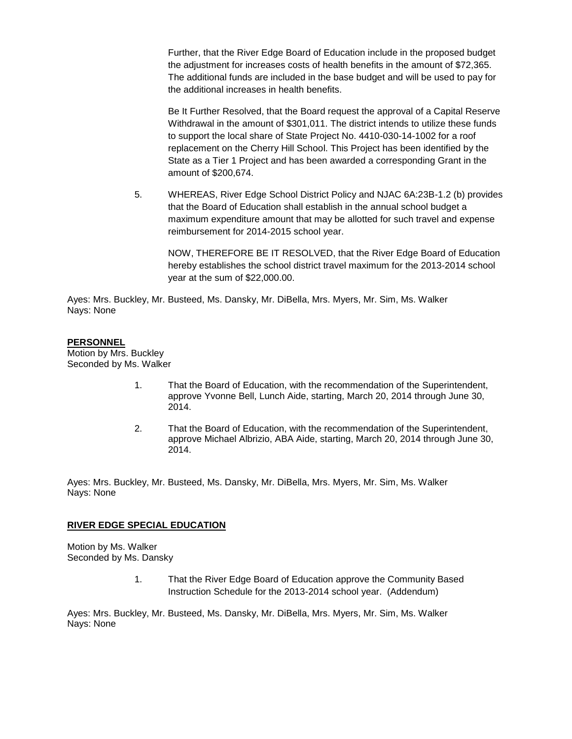Further, that the River Edge Board of Education include in the proposed budget the adjustment for increases costs of health benefits in the amount of $72,365. The additional funds are included in the base budget and will be used to pay for the additional increases in health benefits.

Be It Further Resolved, that the Board request the approval of a Capital Reserve Withdrawal in the amount of $301,011. The district intends to utilize these funds to support the local share of State Project No. 4410-030-14-1002 for a roof replacement on the Cherry Hill School. This Project has been identified by the State as a Tier 1 Project and has been awarded a corresponding Grant in the amount of $200,674.

5. WHEREAS, River Edge School District Policy and NJAC 6A:23B-1.2 (b) provides that the Board of Education shall establish in the annual school budget a maximum expenditure amount that may be allotted for such travel and expense reimbursement for 2014-2015 school year.

   NOW, THEREFORE BE IT RESOLVED, that the River Edge Board of Education hereby establishes the school district travel maximum for the 2013-2014 school year at the sum of $22,000.00.

Ayes: Mrs. Buckley, Mr. Busteed, Ms. Dansky, Mr. DiBella, Mrs. Myers, Mr. Sim, Ms. Walker
Nays: None

**PERSONNEL**

Motion by Mrs. Buckley
Seconded by Ms. Walker

1. That the Board of Education, with the recommendation of the Superintendent, approve Yvonne Bell, Lunch Aide, starting, March 20, 2014 through June 30, 2014.

2. That the Board of Education, with the recommendation of the Superintendent, approve Michael Albrizio, ABA Aide, starting, March 20, 2014 through June 30, 2014.

Ayes: Mrs. Buckley, Mr. Busteed, Ms. Dansky, Mr. DiBella, Mrs. Myers, Mr. Sim, Ms. Walker
Nays: None

**RIVER EDGE SPECIAL EDUCATION**

Motion by Ms. Walker
Seconded by Ms. Dansky

1. That the River Edge Board of Education approve the Community Based Instruction Schedule for the 2013-2014 school year. (Addendum)

Ayes: Mrs. Buckley, Mr. Busteed, Ms. Dansky, Mr. DiBella, Mrs. Myers, Mr. Sim, Ms. Walker
Nays: None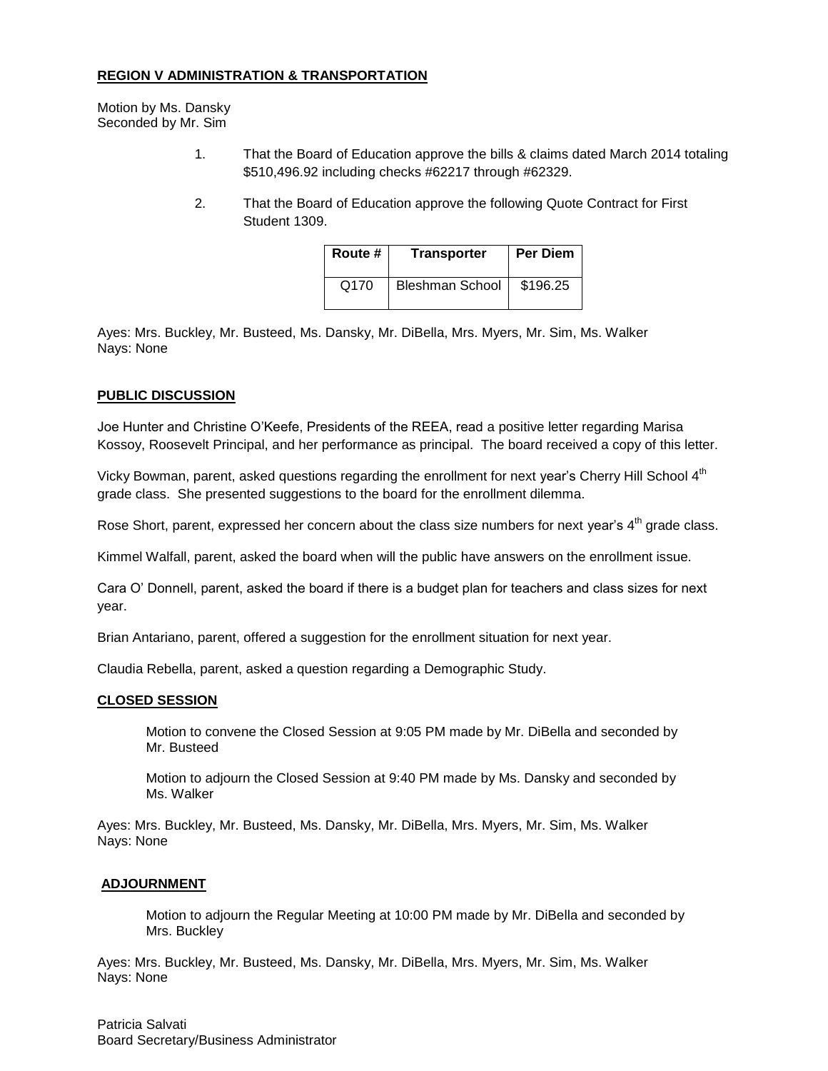**REGION V ADMINISTRATION & TRANSPORTATION**

Motion by Ms. Dansky
Seconded by Mr. Sim

1. That the Board of Education approve the bills & claims dated March 2014 totaling $510,496.92 including checks #62217 through #62329.

2. That the Board of Education approve the following Quote Contract for First Student 1309.

| Route # | Transporter | Per Diem |
|---|---|---|
| Q170 | Bleshman School | $196.25 |

Ayes: Mrs. Buckley, Mr. Busteed, Ms. Dansky, Mr. DiBella, Mrs. Myers, Mr. Sim, Ms. Walker
Nays: None

**PUBLIC DISCUSSION**

Joe Hunter and Christine O'Keefe, Presidents of the REEA, read a positive letter regarding Marisa Kossoy, Roosevelt Principal, and her performance as principal. The board received a copy of this letter.

Vicky Bowman, parent, asked questions regarding the enrollment for next year's Cherry Hill School 4th grade class. She presented suggestions to the board for the enrollment dilemma.

Rose Short, parent, expressed her concern about the class size numbers for next year's 4th grade class.

Kimmel Walfall, parent, asked the board when will the public have answers on the enrollment issue.

Cara O' Donnell, parent, asked the board if there is a budget plan for teachers and class sizes for next year.

Brian Antariano, parent, offered a suggestion for the enrollment situation for next year.

Claudia Rebella, parent, asked a question regarding a Demographic Study.

**CLOSED SESSION**

Motion to convene the Closed Session at 9:05 PM made by Mr. DiBella and seconded by Mr. Busteed

Motion to adjourn the Closed Session at 9:40 PM made by Ms. Dansky and seconded by Ms. Walker

Ayes: Mrs. Buckley, Mr. Busteed, Ms. Dansky, Mr. DiBella, Mrs. Myers, Mr. Sim, Ms. Walker
Nays: None

**ADJOURNMENT**

Motion to adjourn the Regular Meeting at 10:00 PM made by Mr. DiBella and seconded by Mrs. Buckley

Ayes: Mrs. Buckley, Mr. Busteed, Ms. Dansky, Mr. DiBella, Mrs. Myers, Mr. Sim, Ms. Walker
Nays: None

Patricia Salvati
Board Secretary/Business Administrator